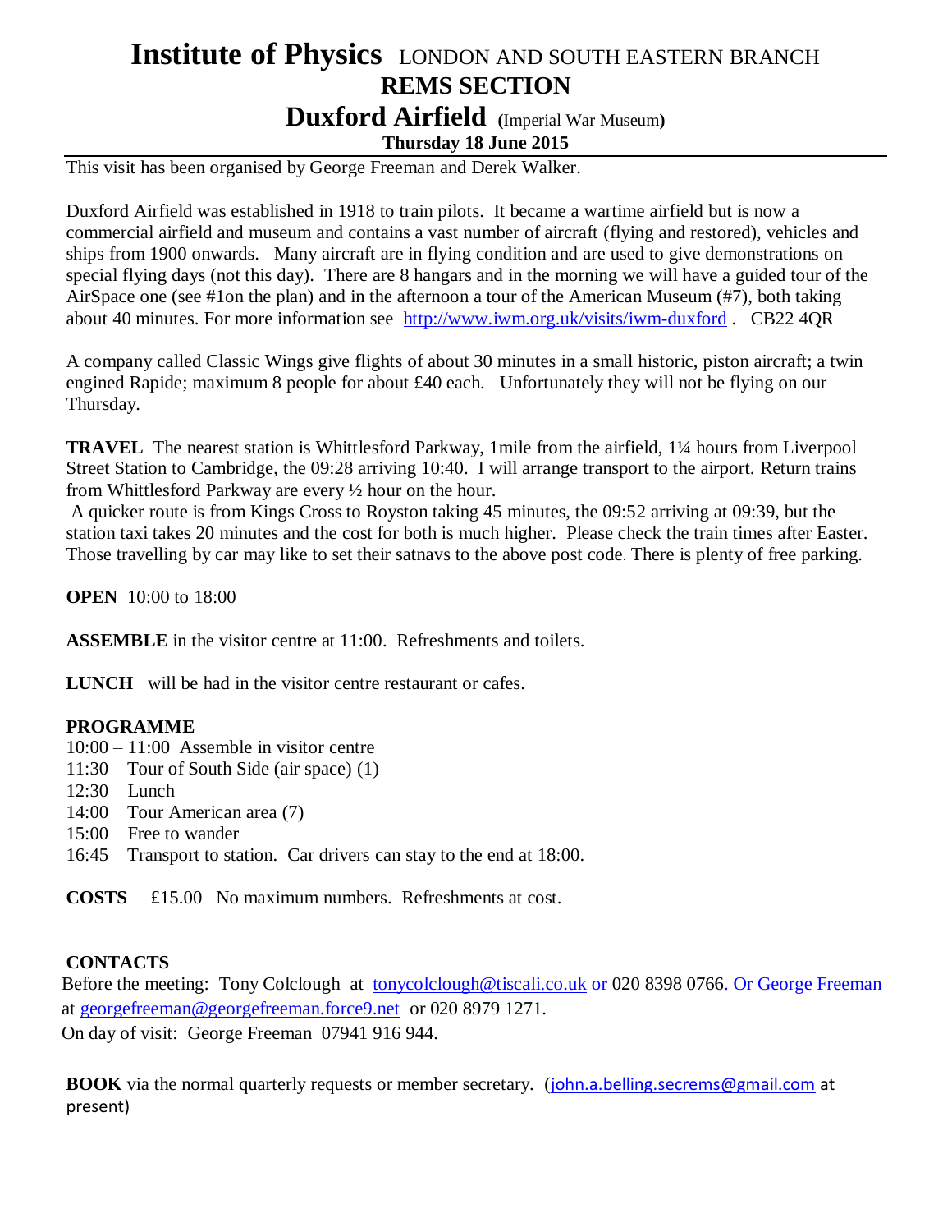# **Institute of Physics** LONDON AND SOUTH EASTERN BRANCH

## REMS SECTION

## Duxford Airfield (Imperial War Museum)

### Thursday 18 June 2015

This visit has been organised by George Freeman and Derek Walker.

Duxford Airfield was established in 1918 to train pilots. It became a wartime airfield but is now a commercial airfield and museum and contains a vast number of aircraft (flying and restored), vehicles and ships from 1900 onwards. Many aircraft are in flying condition and are used to give demonstrations on special flying days (not this day). There are 8 hangars and in the morning we will have a guided tour of the AirSpace one (see #1on the plan) and in the afternoon a tour of the American Museum (#7), both taking about 40 minutes. For more information see http://www.iwm.org.uk/visits/iwm-duxford . CB22 4QR

A company called Classic Wings give flights of about 30 minutes in a small historic, piston aircraft; a twin engined Rapide; maximum 8 people for about £40 each. Unfortunately they will not be flying on our Thursday.

**TRAVEL** The nearest station is Whittlesford Parkway, 1mile from the airfield, 1¼ hours from Liverpool Street Station to Cambridge, the 09:28 arriving 10:40. I will arrange transport to the airport. Return trains from Whittlesford Parkway are every ½ hour on the hour.
A quicker route is from Kings Cross to Royston taking 45 minutes, the 09:52 arriving at 09:39, but the station taxi takes 20 minutes and the cost for both is much higher. Please check the train times after Easter. Those travelling by car may like to set their satnavs to the above post code. There is plenty of free parking.

**OPEN** 10:00 to 18:00

**ASSEMBLE** in the visitor centre at 11:00. Refreshments and toilets.

**LUNCH** will be had in the visitor centre restaurant or cafes.

**PROGRAMME**

10:00 – 11:00 Assemble in visitor centre
11:30 Tour of South Side (air space) (1)
12:30 Lunch
14:00 Tour American area (7)
15:00 Free to wander
16:45 Transport to station. Car drivers can stay to the end at 18:00.

**COSTS** £15.00 No maximum numbers. Refreshments at cost.

**CONTACTS**

Before the meeting: Tony Colclough at tonycolclough@tiscali.co.uk or 020 8398 0766. Or George Freeman at georgefreeman@georgefreeman.force9.net or 020 8979 1271.
On day of visit: George Freeman 07941 916 944.

**BOOK** via the normal quarterly requests or member secretary. (john.a.belling.secrems@gmail.com at present)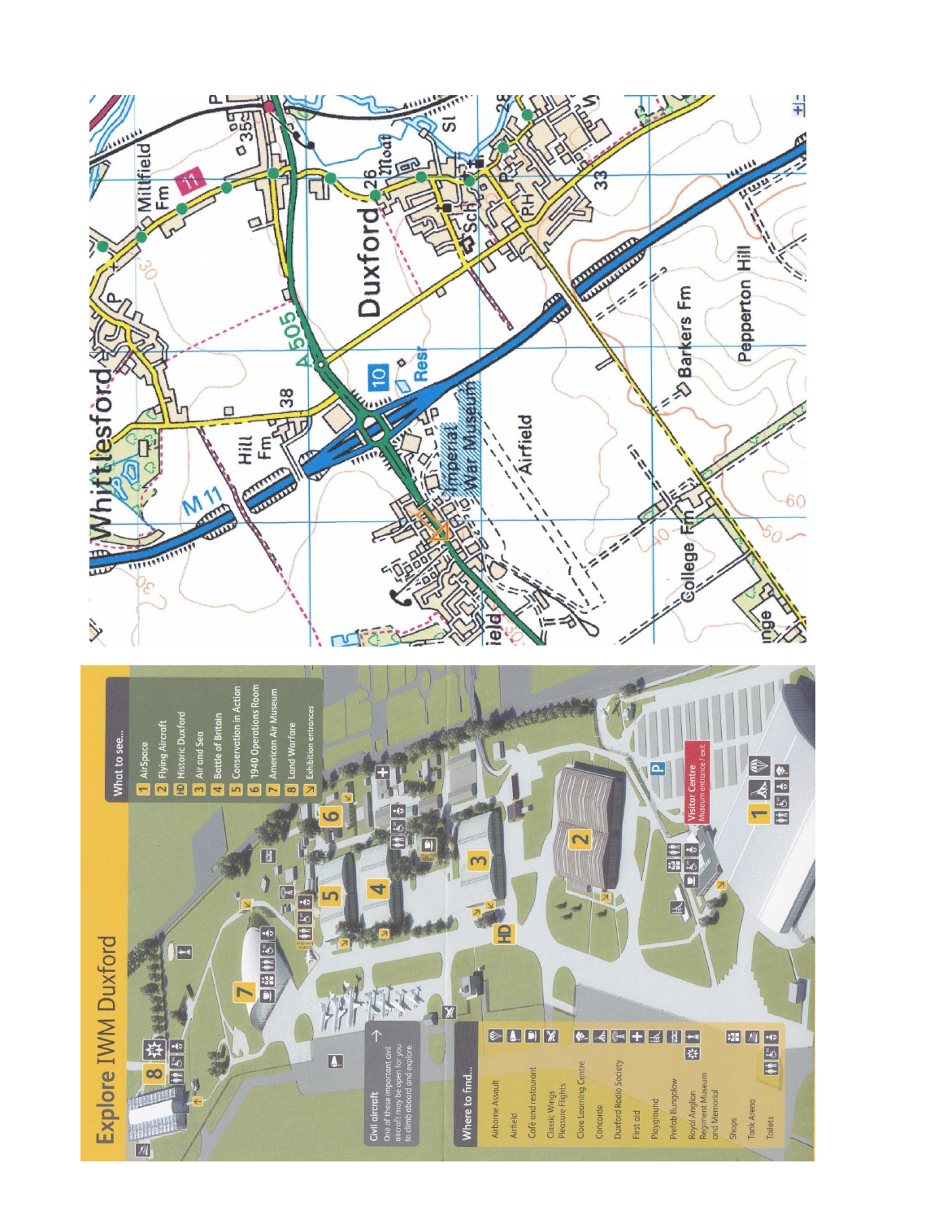# Explore IWM Duxford

## What to see...

- 1 AirSpace
- 2 Flying Aircraft
- HD Historic Duxford
- 3 Air and Sea
- 4 Battle of Britain
- 5 Conservation in Action
- 6 1940 Operations Room
- 7 American Air Museum
- 8 Land Warfare
- ↘ Exhibition entrances

**Civil aircraft** →
One of these important civil aircraft may be open for you to climb aboard and explore

## Where to find...

- Airborne Assault
- Airfield
- Café and restaurant
- Classic Wings Pleasure Flights
- Clore Learning Centre
- Concorde
- Duxford Radio Society
- First aid
- Playground
- Prefab Bungalow
- Royal Anglian Regiment Museum and Memorial
- Shops
- Tank Arena
- Toilets

Visitor Centre
Museum entrance / exit

P

Whittlesford
Millfield Fm
Duxford
Moat
Sch
PH
Hill Fm
M11
A505
10
Resr
Imperial War Museum
Airfield
Barkers Fm
Pepperton Hill
College Fm